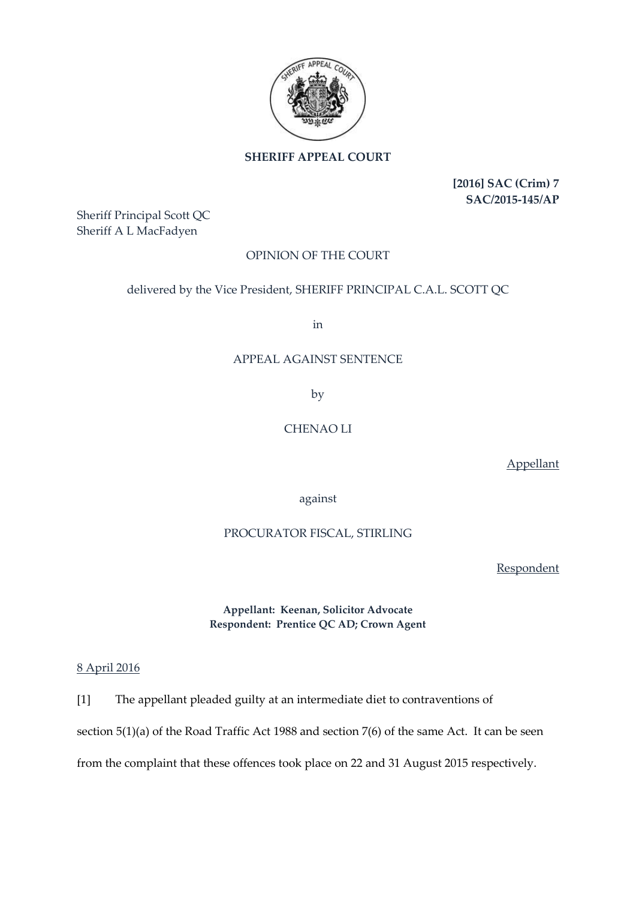**SHERIFF APPEAL COURT**

**[2016] SAC (Crim) 7**
**SAC/2015-145/AP**

Sheriff Principal Scott QC
Sheriff A L MacFadyen

OPINION OF THE COURT

delivered by the Vice President, SHERIFF PRINCIPAL C.A.L. SCOTT QC

in

APPEAL AGAINST SENTENCE

by

CHENAO LI

Appellant

against

PROCURATOR FISCAL, STIRLING

Respondent

**Appellant: Keenan, Solicitor Advocate**
**Respondent: Prentice QC AD; Crown Agent**

8 April 2016

[1] The appellant pleaded guilty at an intermediate diet to contraventions of section 5(1)(a) of the Road Traffic Act 1988 and section 7(6) of the same Act. It can be seen from the complaint that these offences took place on 22 and 31 August 2015 respectively.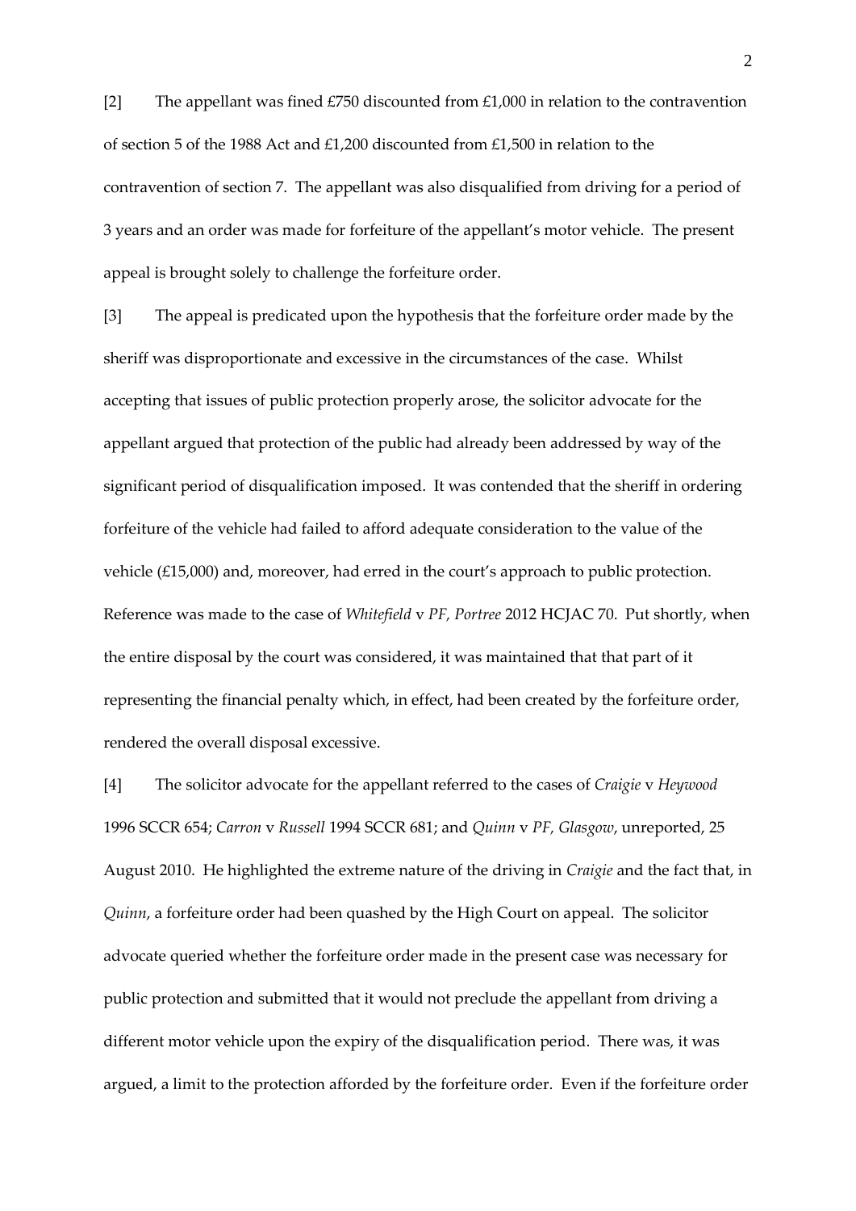[2] The appellant was fined £750 discounted from £1,000 in relation to the contravention of section 5 of the 1988 Act and £1,200 discounted from £1,500 in relation to the contravention of section 7. The appellant was also disqualified from driving for a period of 3 years and an order was made for forfeiture of the appellant's motor vehicle. The present appeal is brought solely to challenge the forfeiture order.

[3] The appeal is predicated upon the hypothesis that the forfeiture order made by the sheriff was disproportionate and excessive in the circumstances of the case. Whilst accepting that issues of public protection properly arose, the solicitor advocate for the appellant argued that protection of the public had already been addressed by way of the significant period of disqualification imposed. It was contended that the sheriff in ordering forfeiture of the vehicle had failed to afford adequate consideration to the value of the vehicle (£15,000) and, moreover, had erred in the court's approach to public protection. Reference was made to the case of *Whitefield* v *PF, Portree* 2012 HCJAC 70. Put shortly, when the entire disposal by the court was considered, it was maintained that that part of it representing the financial penalty which, in effect, had been created by the forfeiture order, rendered the overall disposal excessive.

[4] The solicitor advocate for the appellant referred to the cases of *Craigie* v *Heywood* 1996 SCCR 654; *Carron* v *Russell* 1994 SCCR 681; and *Quinn* v *PF, Glasgow*, unreported, 25 August 2010. He highlighted the extreme nature of the driving in *Craigie* and the fact that, in *Quinn*, a forfeiture order had been quashed by the High Court on appeal. The solicitor advocate queried whether the forfeiture order made in the present case was necessary for public protection and submitted that it would not preclude the appellant from driving a different motor vehicle upon the expiry of the disqualification period. There was, it was argued, a limit to the protection afforded by the forfeiture order. Even if the forfeiture order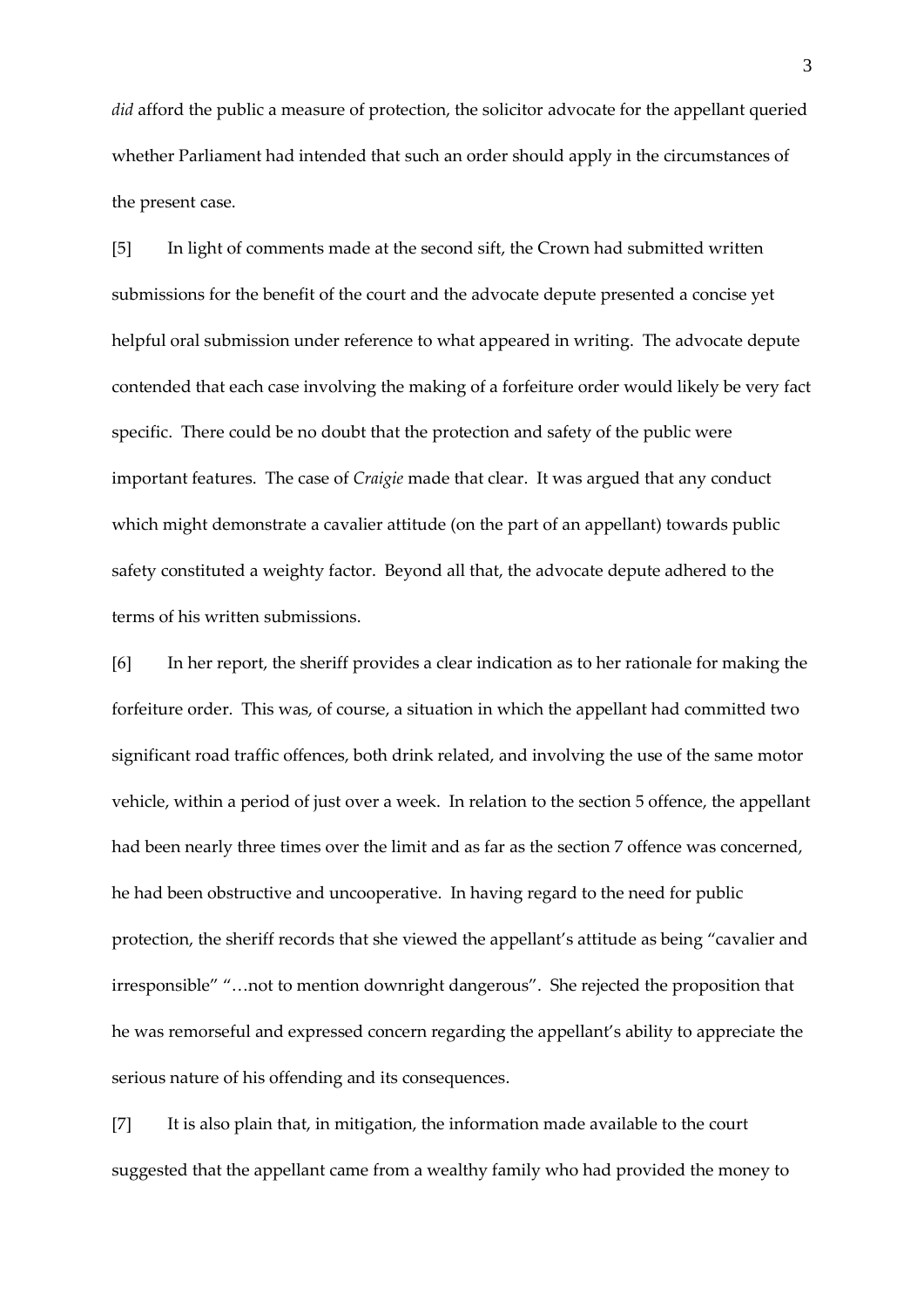*did* afford the public a measure of protection, the solicitor advocate for the appellant queried whether Parliament had intended that such an order should apply in the circumstances of the present case.

[5] In light of comments made at the second sift, the Crown had submitted written submissions for the benefit of the court and the advocate depute presented a concise yet helpful oral submission under reference to what appeared in writing. The advocate depute contended that each case involving the making of a forfeiture order would likely be very fact specific. There could be no doubt that the protection and safety of the public were important features. The case of *Craigie* made that clear. It was argued that any conduct which might demonstrate a cavalier attitude (on the part of an appellant) towards public safety constituted a weighty factor. Beyond all that, the advocate depute adhered to the terms of his written submissions.

[6] In her report, the sheriff provides a clear indication as to her rationale for making the forfeiture order. This was, of course, a situation in which the appellant had committed two significant road traffic offences, both drink related, and involving the use of the same motor vehicle, within a period of just over a week. In relation to the section 5 offence, the appellant had been nearly three times over the limit and as far as the section 7 offence was concerned, he had been obstructive and uncooperative. In having regard to the need for public protection, the sheriff records that she viewed the appellant's attitude as being "cavalier and irresponsible" "…not to mention downright dangerous". She rejected the proposition that he was remorseful and expressed concern regarding the appellant's ability to appreciate the serious nature of his offending and its consequences.

[7] It is also plain that, in mitigation, the information made available to the court suggested that the appellant came from a wealthy family who had provided the money to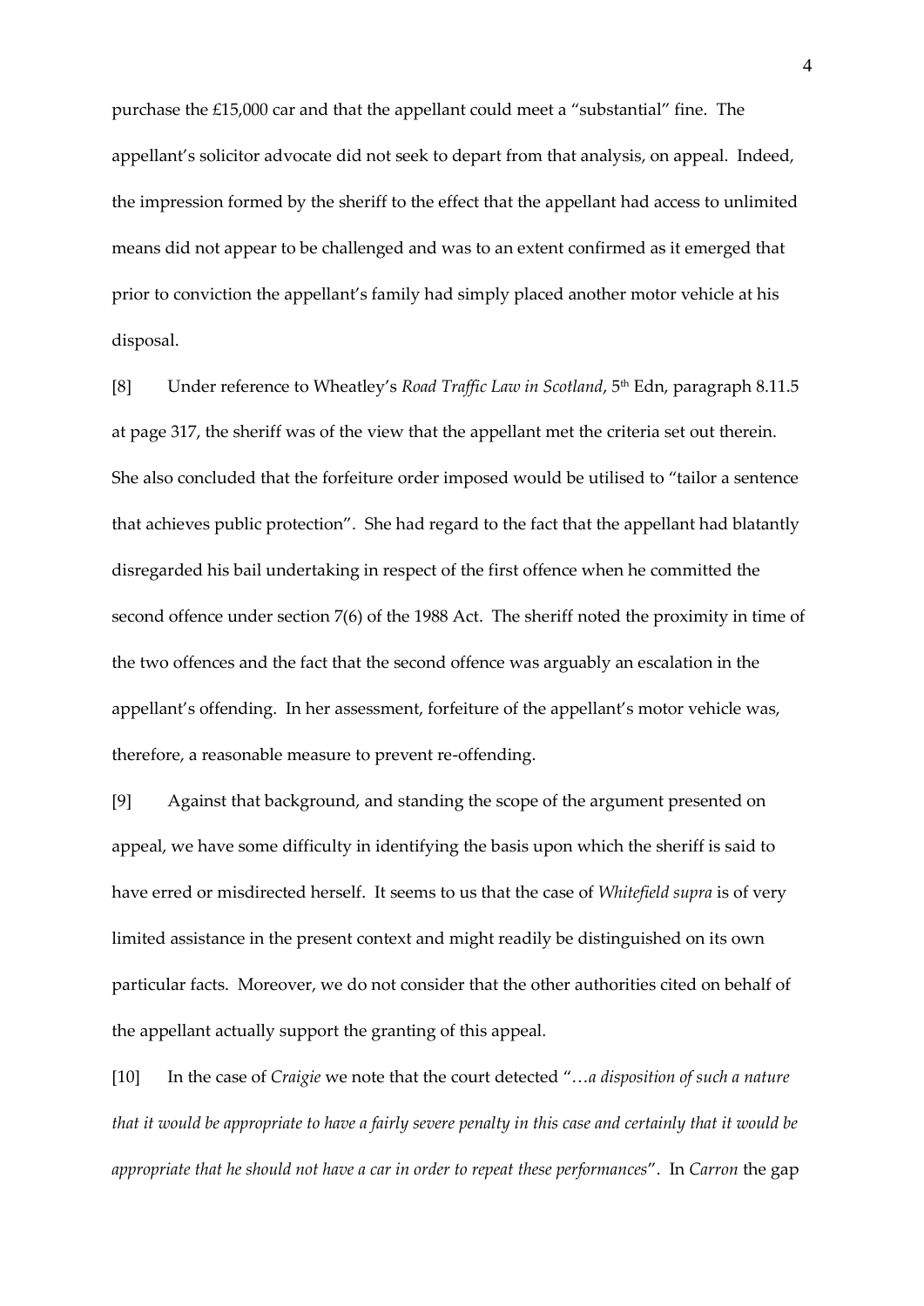purchase the £15,000 car and that the appellant could meet a "substantial" fine. The appellant's solicitor advocate did not seek to depart from that analysis, on appeal. Indeed, the impression formed by the sheriff to the effect that the appellant had access to unlimited means did not appear to be challenged and was to an extent confirmed as it emerged that prior to conviction the appellant's family had simply placed another motor vehicle at his disposal.

[8] Under reference to Wheatley's *Road Traffic Law in Scotland*, 5th Edn, paragraph 8.11.5 at page 317, the sheriff was of the view that the appellant met the criteria set out therein. She also concluded that the forfeiture order imposed would be utilised to "tailor a sentence that achieves public protection". She had regard to the fact that the appellant had blatantly disregarded his bail undertaking in respect of the first offence when he committed the second offence under section 7(6) of the 1988 Act. The sheriff noted the proximity in time of the two offences and the fact that the second offence was arguably an escalation in the appellant's offending. In her assessment, forfeiture of the appellant's motor vehicle was, therefore, a reasonable measure to prevent re-offending.

[9] Against that background, and standing the scope of the argument presented on appeal, we have some difficulty in identifying the basis upon which the sheriff is said to have erred or misdirected herself. It seems to us that the case of *Whitefield supra* is of very limited assistance in the present context and might readily be distinguished on its own particular facts. Moreover, we do not consider that the other authorities cited on behalf of the appellant actually support the granting of this appeal.

[10] In the case of *Craigie* we note that the court detected "*…a disposition of such a nature that it would be appropriate to have a fairly severe penalty in this case and certainly that it would be appropriate that he should not have a car in order to repeat these performances*". In *Carron* the gap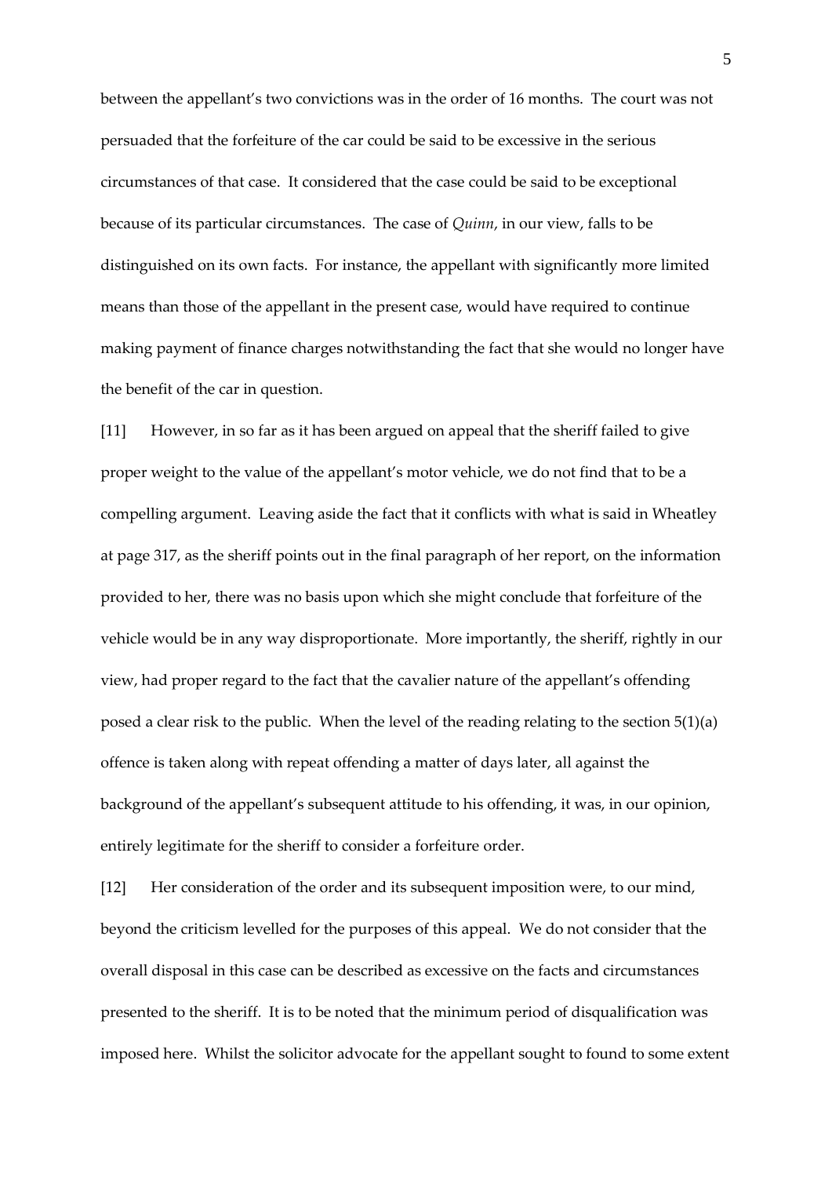between the appellant's two convictions was in the order of 16 months. The court was not persuaded that the forfeiture of the car could be said to be excessive in the serious circumstances of that case. It considered that the case could be said to be exceptional because of its particular circumstances. The case of *Quinn*, in our view, falls to be distinguished on its own facts. For instance, the appellant with significantly more limited means than those of the appellant in the present case, would have required to continue making payment of finance charges notwithstanding the fact that she would no longer have the benefit of the car in question.

[11] However, in so far as it has been argued on appeal that the sheriff failed to give proper weight to the value of the appellant's motor vehicle, we do not find that to be a compelling argument. Leaving aside the fact that it conflicts with what is said in Wheatley at page 317, as the sheriff points out in the final paragraph of her report, on the information provided to her, there was no basis upon which she might conclude that forfeiture of the vehicle would be in any way disproportionate. More importantly, the sheriff, rightly in our view, had proper regard to the fact that the cavalier nature of the appellant's offending posed a clear risk to the public. When the level of the reading relating to the section 5(1)(a) offence is taken along with repeat offending a matter of days later, all against the background of the appellant's subsequent attitude to his offending, it was, in our opinion, entirely legitimate for the sheriff to consider a forfeiture order.

[12] Her consideration of the order and its subsequent imposition were, to our mind, beyond the criticism levelled for the purposes of this appeal. We do not consider that the overall disposal in this case can be described as excessive on the facts and circumstances presented to the sheriff. It is to be noted that the minimum period of disqualification was imposed here. Whilst the solicitor advocate for the appellant sought to found to some extent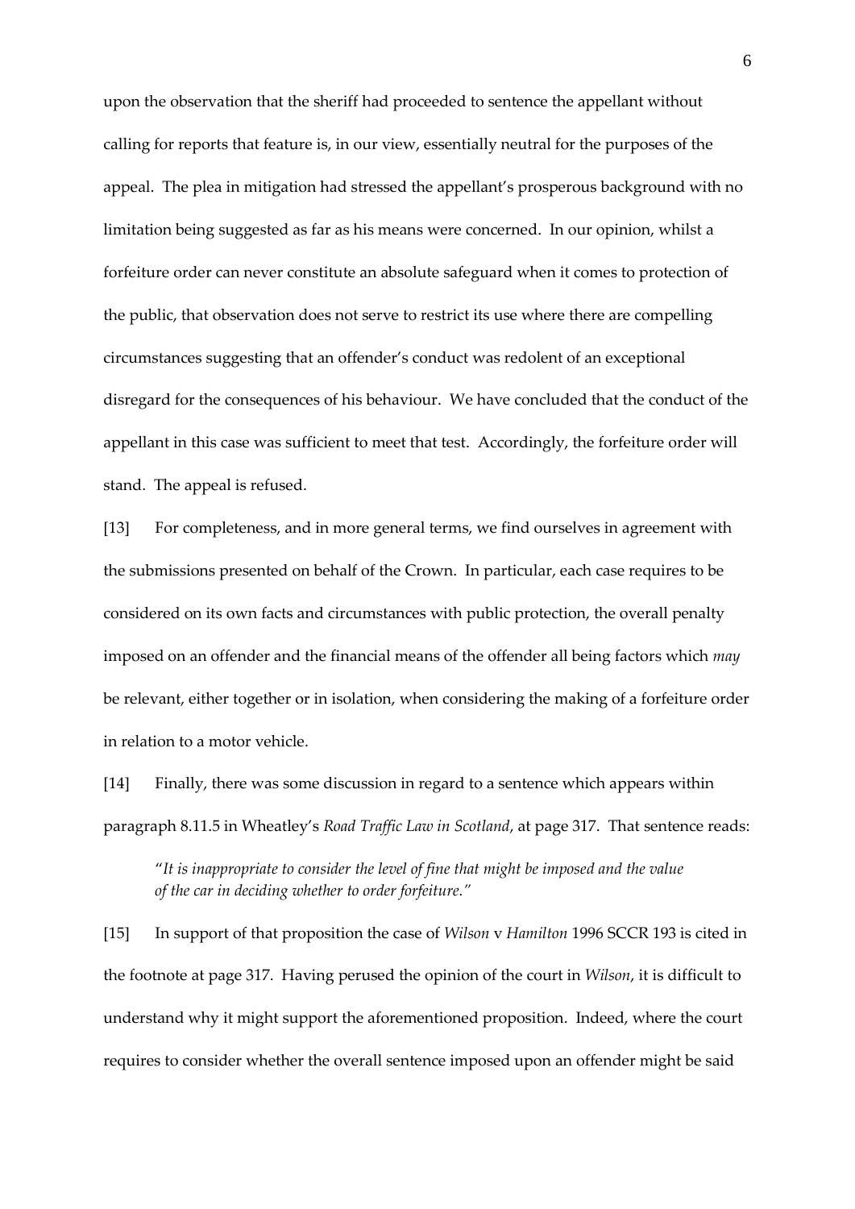upon the observation that the sheriff had proceeded to sentence the appellant without calling for reports that feature is, in our view, essentially neutral for the purposes of the appeal. The plea in mitigation had stressed the appellant's prosperous background with no limitation being suggested as far as his means were concerned. In our opinion, whilst a forfeiture order can never constitute an absolute safeguard when it comes to protection of the public, that observation does not serve to restrict its use where there are compelling circumstances suggesting that an offender's conduct was redolent of an exceptional disregard for the consequences of his behaviour. We have concluded that the conduct of the appellant in this case was sufficient to meet that test. Accordingly, the forfeiture order will stand. The appeal is refused.

[13] For completeness, and in more general terms, we find ourselves in agreement with the submissions presented on behalf of the Crown. In particular, each case requires to be considered on its own facts and circumstances with public protection, the overall penalty imposed on an offender and the financial means of the offender all being factors which *may* be relevant, either together or in isolation, when considering the making of a forfeiture order in relation to a motor vehicle.

[14] Finally, there was some discussion in regard to a sentence which appears within paragraph 8.11.5 in Wheatley's *Road Traffic Law in Scotland*, at page 317. That sentence reads:

> "*It is inappropriate to consider the level of fine that might be imposed and the value of the car in deciding whether to order forfeiture.*"

[15] In support of that proposition the case of *Wilson* v *Hamilton* 1996 SCCR 193 is cited in the footnote at page 317. Having perused the opinion of the court in *Wilson*, it is difficult to understand why it might support the aforementioned proposition. Indeed, where the court requires to consider whether the overall sentence imposed upon an offender might be said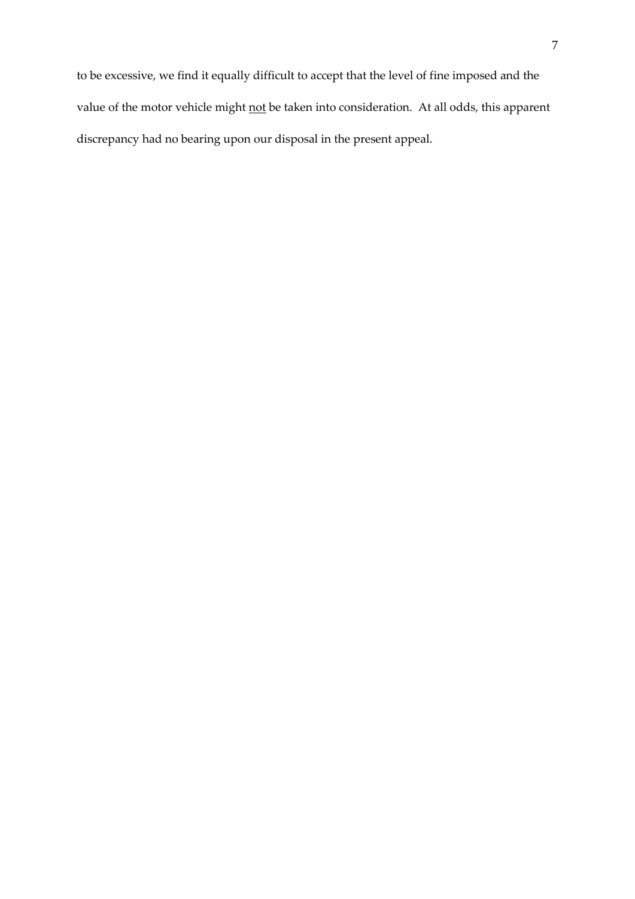to be excessive, we find it equally difficult to accept that the level of fine imposed and the value of the motor vehicle might <u>not</u> be taken into consideration. At all odds, this apparent discrepancy had no bearing upon our disposal in the present appeal.